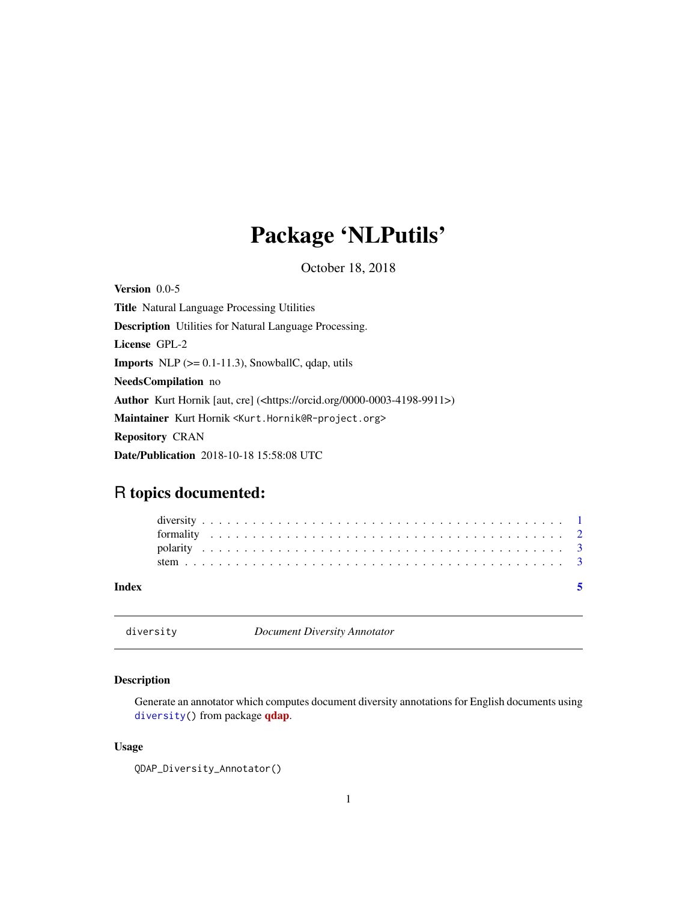# Package 'NLPutils'

October 18, 2018

**Version** 0.0-5

**Title** Natural Language Processing Utilities

**Description** Utilities for Natural Language Processing.

**License** GPL-2

**Imports** NLP (>= 0.1-11.3), SnowballC, qdap, utils

**NeedsCompilation** no

**Author** Kurt Hornik [aut, cre] (<https://orcid.org/0000-0003-4198-9911>)

**Maintainer** Kurt Hornik <Kurt.Hornik@R-project.org>

**Repository** CRAN

**Date/Publication** 2018-10-18 15:58:08 UTC

## R topics documented:

- diversity . . . . . . . . . . . . . . . . . . . . . . . . . . . . . . . . . . . . . . . . . . 1
- formality . . . . . . . . . . . . . . . . . . . . . . . . . . . . . . . . . . . . . . . . . . 2
- polarity . . . . . . . . . . . . . . . . . . . . . . . . . . . . . . . . . . . . . . . . . . . 3
- stem . . . . . . . . . . . . . . . . . . . . . . . . . . . . . . . . . . . . . . . . . . . . . 3

**Index** 5

---

`diversity` *Document Diversity Annotator*

---

### Description

Generate an annotator which computes document diversity annotations for English documents using `diversity()` from package **qdap**.

### Usage

```
QDAP_Diversity_Annotator()
```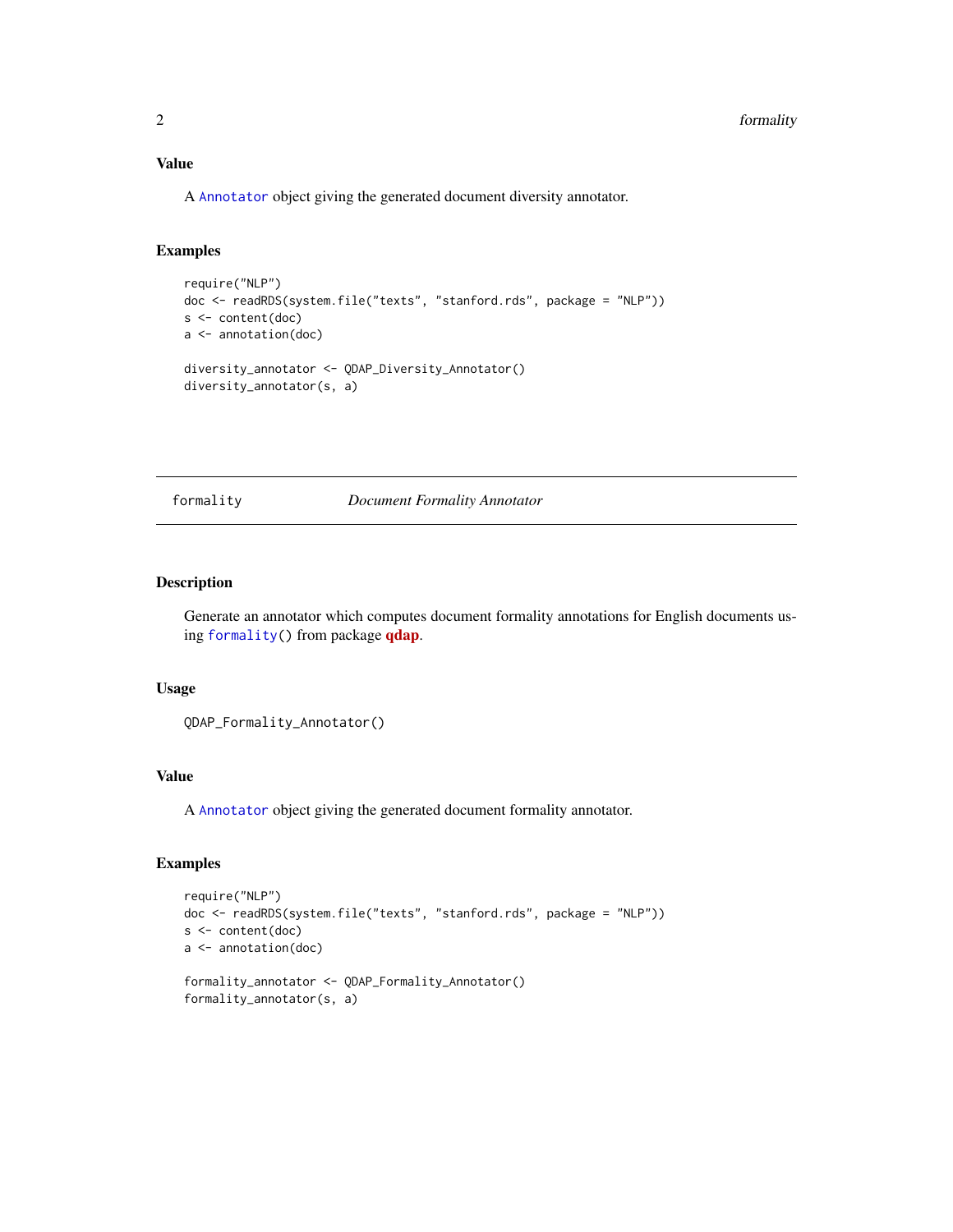### Value

A `Annotator` object giving the generated document diversity annotator.

### Examples

```
require("NLP")
doc <- readRDS(system.file("texts", "stanford.rds", package = "NLP"))
s <- content(doc)
a <- annotation(doc)

diversity_annotator <- QDAP_Diversity_Annotator()
diversity_annotator(s, a)
```

---

## formality *Document Formality Annotator*

---

### Description

Generate an annotator which computes document formality annotations for English documents using `formality()` from package **qdap**.

### Usage

```
QDAP_Formality_Annotator()
```

### Value

A `Annotator` object giving the generated document formality annotator.

### Examples

```
require("NLP")
doc <- readRDS(system.file("texts", "stanford.rds", package = "NLP"))
s <- content(doc)
a <- annotation(doc)

formality_annotator <- QDAP_Formality_Annotator()
formality_annotator(s, a)
```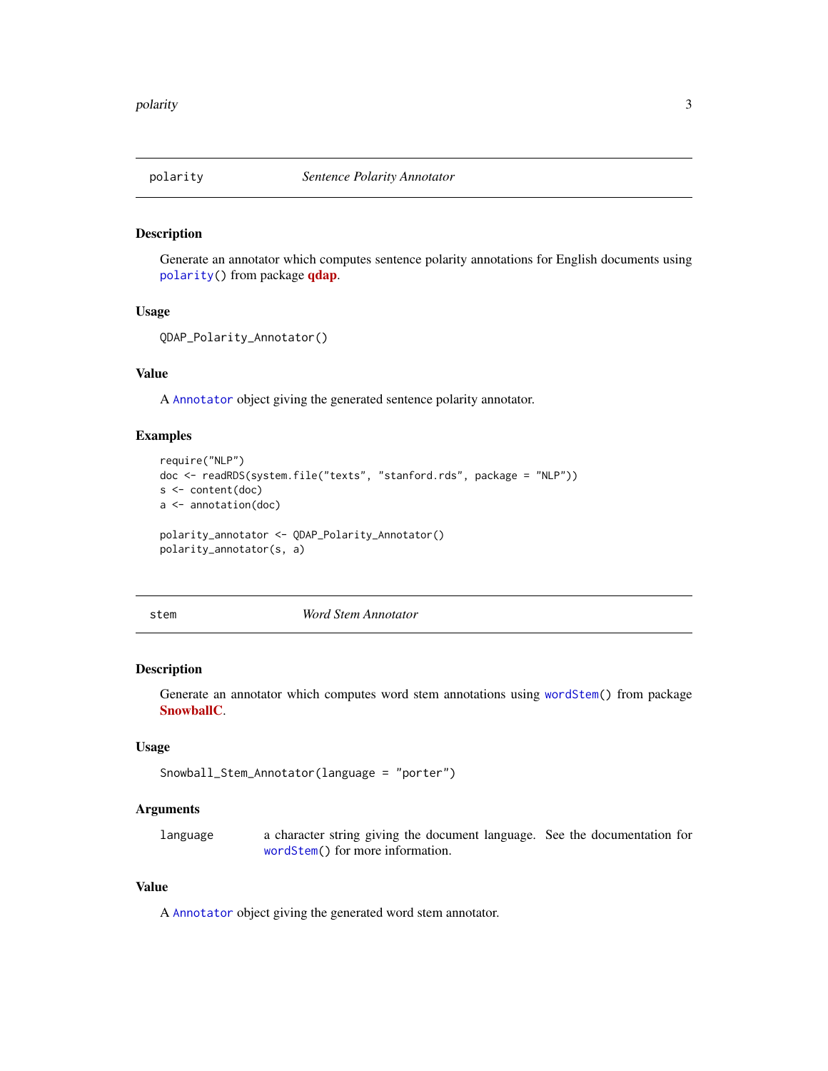## polarity — *Sentence Polarity Annotator*

### Description

Generate an annotator which computes sentence polarity annotations for English documents using `polarity()` from package **qdap**.

### Usage

```
QDAP_Polarity_Annotator()
```

### Value

A `Annotator` object giving the generated sentence polarity annotator.

### Examples

```
require("NLP")
doc <- readRDS(system.file("texts", "stanford.rds", package = "NLP"))
s <- content(doc)
a <- annotation(doc)

polarity_annotator <- QDAP_Polarity_Annotator()
polarity_annotator(s, a)
```

## stem — *Word Stem Annotator*

### Description

Generate an annotator which computes word stem annotations using `wordStem()` from package **SnowballC**.

### Usage

```
Snowball_Stem_Annotator(language = "porter")
```

### Arguments

| | |
|---|---|
| `language` | a character string giving the document language. See the documentation for `wordStem()` for more information. |

### Value

A `Annotator` object giving the generated word stem annotator.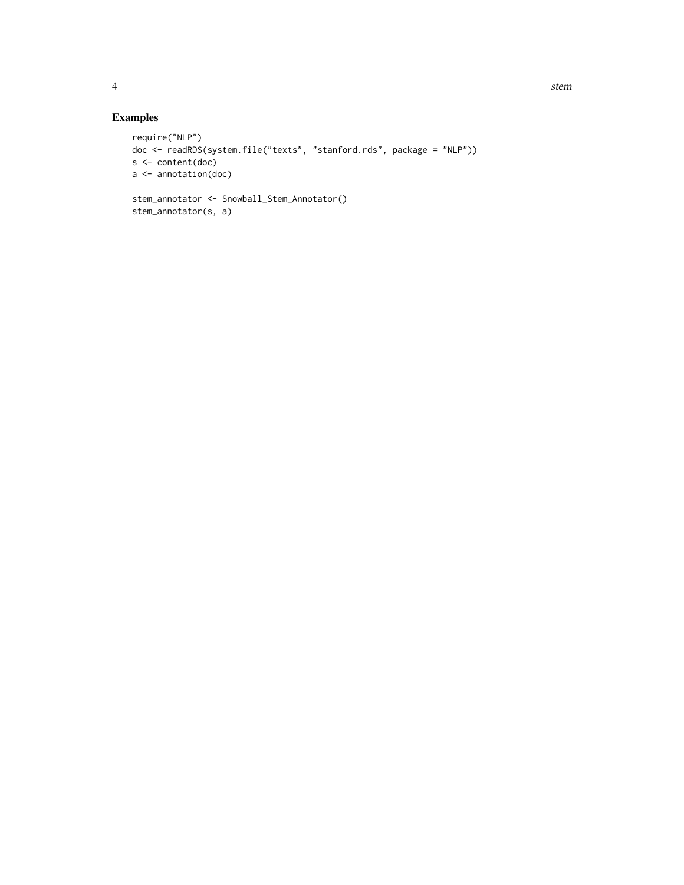## Examples

```
require("NLP")
doc <- readRDS(system.file("texts", "stanford.rds", package = "NLP"))
s <- content(doc)
a <- annotation(doc)

stem_annotator <- Snowball_Stem_Annotator()
stem_annotator(s, a)
```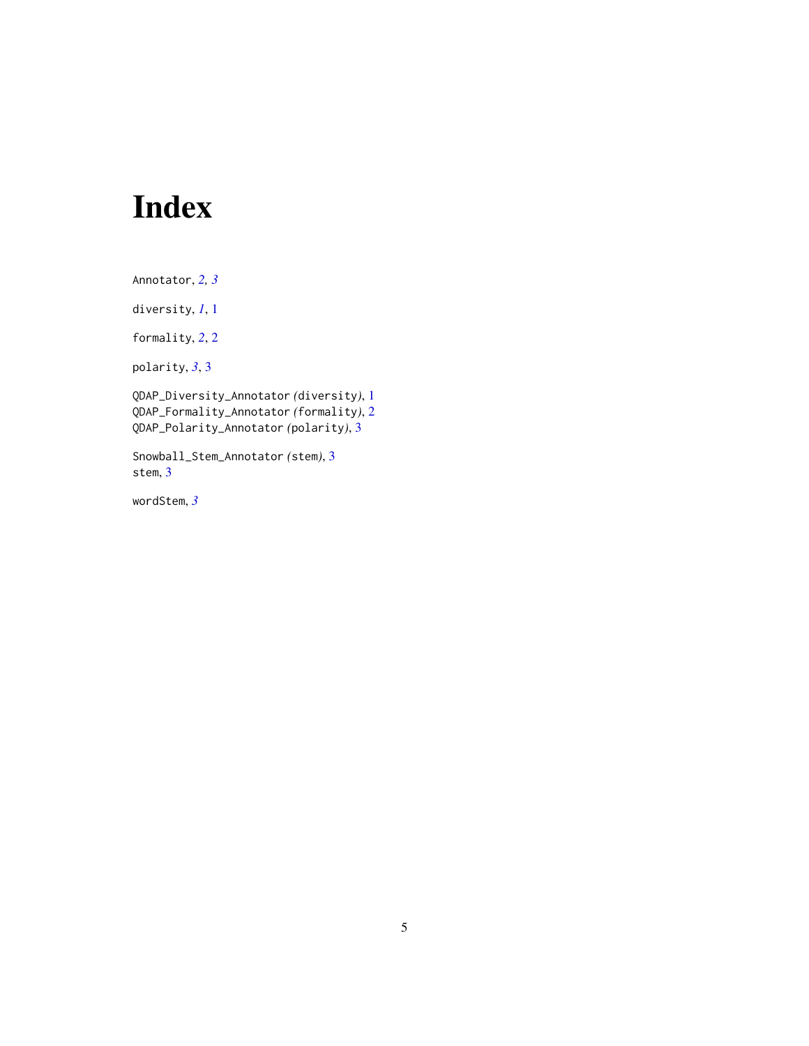# Index

Annotator, *2, 3*

diversity, *1*, 1

formality, *2*, 2

polarity, *3*, 3

QDAP_Diversity_Annotator *(*diversity*)*, 1
QDAP_Formality_Annotator *(*formality*)*, 2
QDAP_Polarity_Annotator *(*polarity*)*, 3

Snowball_Stem_Annotator *(*stem*)*, 3
stem, 3

wordStem, *3*